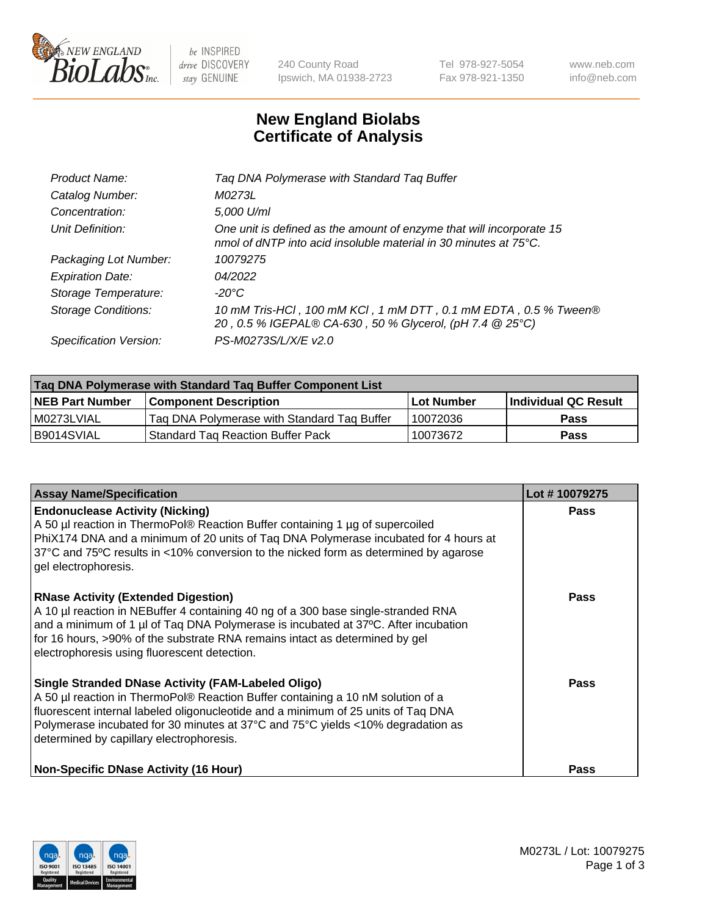# New England Biolabs Certificate of Analysis

| | |
|---|---|
| Product Name: | Taq DNA Polymerase with Standard Taq Buffer |
| Catalog Number: | M0273L |
| Concentration: | 5,000 U/ml |
| Unit Definition: | One unit is defined as the amount of enzyme that will incorporate 15 nmol of dNTP into acid insoluble material in 30 minutes at 75°C. |
| Packaging Lot Number: | 10079275 |
| Expiration Date: | 04/2022 |
| Storage Temperature: | -20°C |
| Storage Conditions: | 10 mM Tris-HCl , 100 mM KCl , 1 mM DTT , 0.1 mM EDTA , 0.5 % Tween® 20 , 0.5 % IGEPAL® CA-630 , 50 % Glycerol, (pH 7.4 @ 25°C) |
| Specification Version: | PS-M0273S/L/X/E v2.0 |

| Taq DNA Polymerase with Standard Taq Buffer Component List | | | |
|---|---|---|---|
| **NEB Part Number** | **Component Description** | **Lot Number** | **Individual QC Result** |
| M0273LVIAL | Taq DNA Polymerase with Standard Taq Buffer | 10072036 | Pass |
| B9014SVIAL | Standard Taq Reaction Buffer Pack | 10073672 | Pass |

| Assay Name/Specification | Lot # 10079275 |
|---|---|
| **Endonuclease Activity (Nicking)**<br>A 50 µl reaction in ThermoPol® Reaction Buffer containing 1 µg of supercoiled PhiX174 DNA and a minimum of 20 units of Taq DNA Polymerase incubated for 4 hours at 37ºC and 75ºC results in <10% conversion to the nicked form as determined by agarose gel electrophoresis. | Pass |
| **RNase Activity (Extended Digestion)**<br>A 10 µl reaction in NEBuffer 4 containing 40 ng of a 300 base single-stranded RNA and a minimum of 1 µl of Taq DNA Polymerase is incubated at 37ºC. After incubation for 16 hours, >90% of the substrate RNA remains intact as determined by gel electrophoresis using fluorescent detection. | Pass |
| **Single Stranded DNase Activity (FAM-Labeled Oligo)**<br>A 50 µl reaction in ThermoPol® Reaction Buffer containing a 10 nM solution of a fluorescent internal labeled oligonucleotide and a minimum of 25 units of Taq DNA Polymerase incubated for 30 minutes at 37°C and 75°C yields <10% degradation as determined by capillary electrophoresis. | Pass |
| **Non-Specific DNase Activity (16 Hour)** | Pass |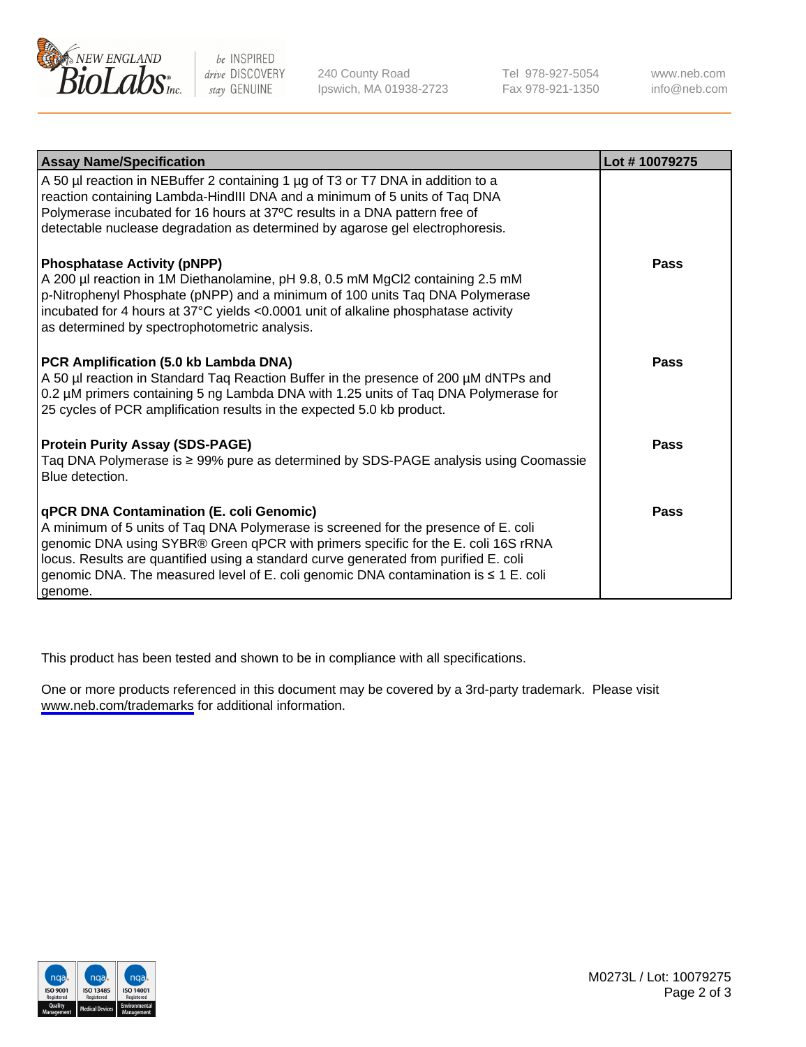| Assay Name/Specification | Lot # 10079275 |
|---|---|
| A 50 µl reaction in NEBuffer 2 containing 1 µg of T3 or T7 DNA in addition to a reaction containing Lambda-HindIII DNA and a minimum of 5 units of Taq DNA Polymerase incubated for 16 hours at 37ºC results in a DNA pattern free of detectable nuclease degradation as determined by agarose gel electrophoresis. | |
| **Phosphatase Activity (pNPP)**<br>A 200 µl reaction in 1M Diethanolamine, pH 9.8, 0.5 mM $MgCl_2$ containing 2.5 mM p-Nitrophenyl Phosphate (pNPP) and a minimum of 100 units Taq DNA Polymerase incubated for 4 hours at 37°C yields <0.0001 unit of alkaline phosphatase activity as determined by spectrophotometric analysis. | **Pass** |
| **PCR Amplification (5.0 kb Lambda DNA)**<br>A 50 µl reaction in Standard Taq Reaction Buffer in the presence of 200 µM dNTPs and 0.2 µM primers containing 5 ng Lambda DNA with 1.25 units of Taq DNA Polymerase for 25 cycles of PCR amplification results in the expected 5.0 kb product. | **Pass** |
| **Protein Purity Assay (SDS-PAGE)**<br>Taq DNA Polymerase is ≥ 99% pure as determined by SDS-PAGE analysis using Coomassie Blue detection. | **Pass** |
| **qPCR DNA Contamination (E. coli Genomic)**<br>A minimum of 5 units of Taq DNA Polymerase is screened for the presence of E. coli genomic DNA using SYBR® Green qPCR with primers specific for the E. coli 16S rRNA locus. Results are quantified using a standard curve generated from purified E. coli genomic DNA. The measured level of E. coli genomic DNA contamination is ≤ 1 E. coli genome. | **Pass** |

This product has been tested and shown to be in compliance with all specifications.

One or more products referenced in this document may be covered by a 3rd-party trademark. Please visit www.neb.com/trademarks for additional information.

M0273L / Lot: 10079275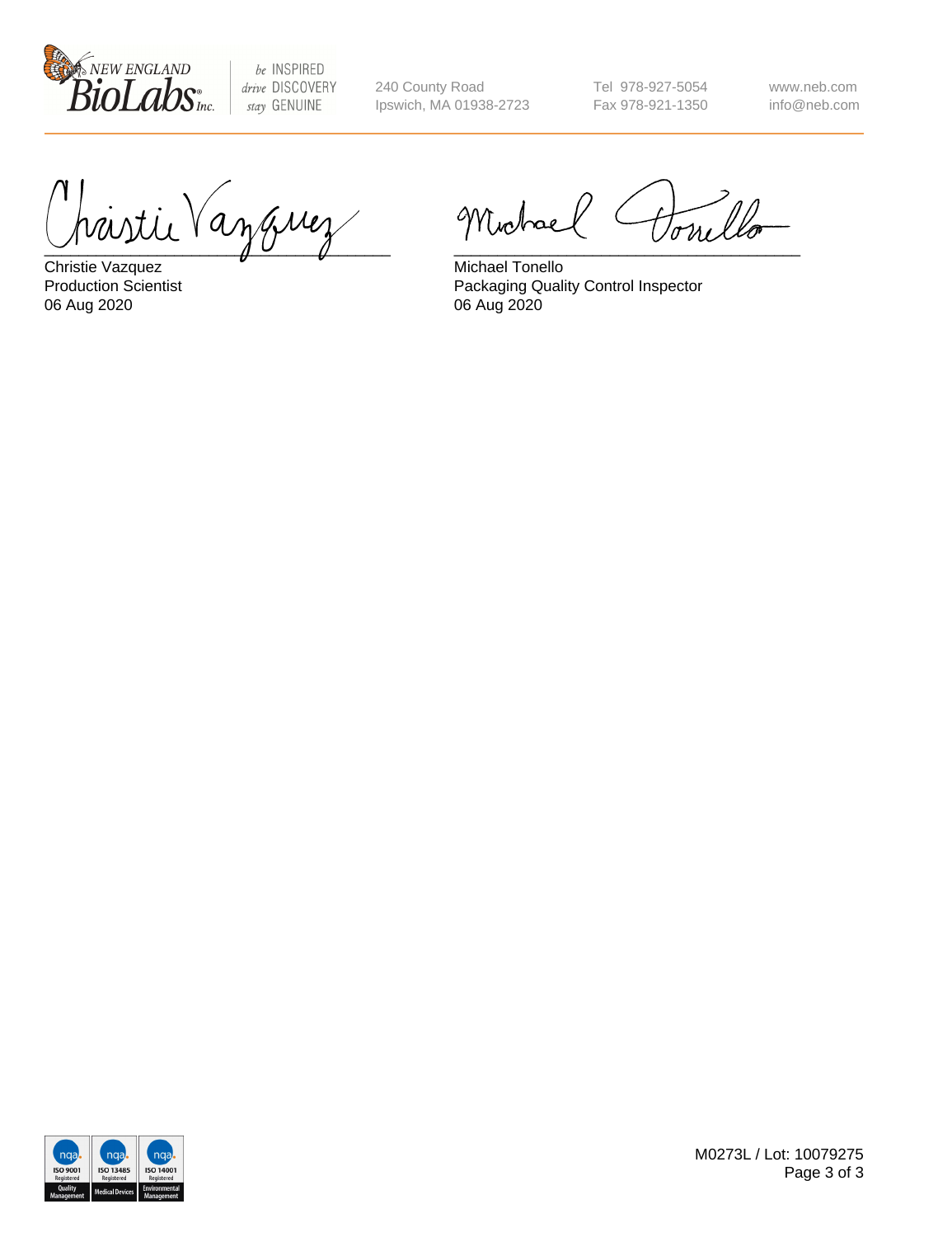Christie Vazquez
Production Scientist
06 Aug 2020

Michael Tonello
Packaging Quality Control Inspector
06 Aug 2020